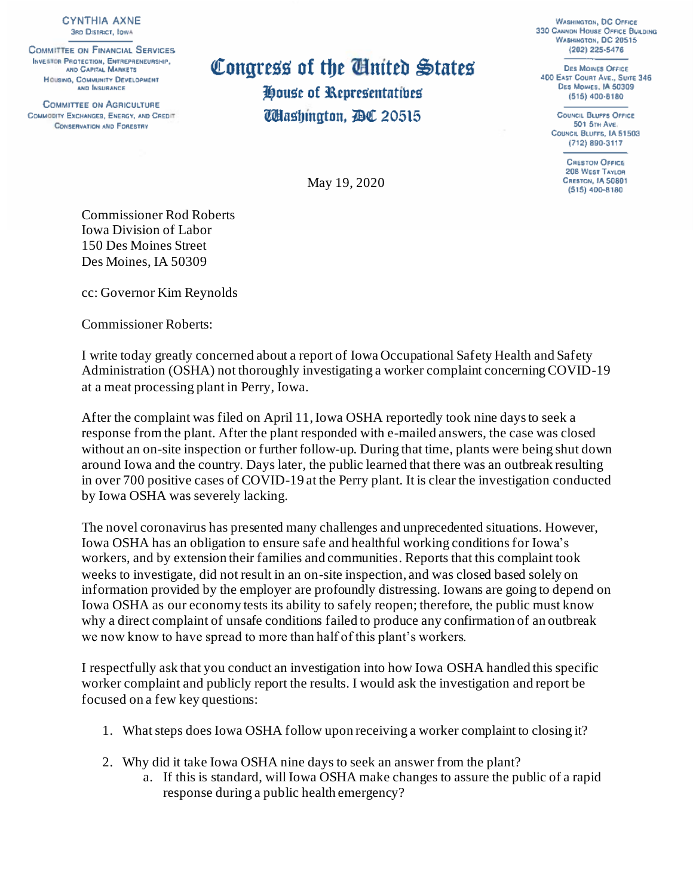CYNTHIA AXNE
3RD DISTRICT, IOWA

COMMITTEE ON FINANCIAL SERVICES
INVESTOR PROTECTION, ENTREPRENEURSHIP, AND CAPITAL MARKETS
HOUSING, COMMUNITY DEVELOPMENT AND INSURANCE

COMMITTEE ON AGRICULTURE
COMMODITY EXCHANGES, ENERGY, AND CREDIT
CONSERVATION AND FORESTRY

# Congress of the United States
## House of Representatives
## Washington, DC 20515

WASHINGTON, DC OFFICE
330 CANNON HOUSE OFFICE BUILDING
WASHINGTON, DC 20515
(202) 225-5476

DES MOINES OFFICE
400 EAST COURT AVE., SUITE 346
DES MOINES, IA 50309
(515) 400-8180

COUNCIL BLUFFS OFFICE
501 5TH AVE.
COUNCIL BLUFFS, IA 51503
(712) 890-3117

CRESTON OFFICE
208 WEST TAYLOR
CRESTON, IA 50801
(515) 400-8180

May 19, 2020

Commissioner Rod Roberts
Iowa Division of Labor
150 Des Moines Street
Des Moines, IA 50309

cc: Governor Kim Reynolds

Commissioner Roberts:

I write today greatly concerned about a report of Iowa Occupational Safety Health and Safety Administration (OSHA) not thoroughly investigating a worker complaint concerning COVID-19 at a meat processing plant in Perry, Iowa.

After the complaint was filed on April 11, Iowa OSHA reportedly took nine days to seek a response from the plant. After the plant responded with e-mailed answers, the case was closed without an on-site inspection or further follow-up. During that time, plants were being shut down around Iowa and the country. Days later, the public learned that there was an outbreak resulting in over 700 positive cases of COVID-19 at the Perry plant. It is clear the investigation conducted by Iowa OSHA was severely lacking.

The novel coronavirus has presented many challenges and unprecedented situations. However, Iowa OSHA has an obligation to ensure safe and healthful working conditions for Iowa's workers, and by extension their families and communities. Reports that this complaint took weeks to investigate, did not result in an on-site inspection, and was closed based solely on information provided by the employer are profoundly distressing. Iowans are going to depend on Iowa OSHA as our economy tests its ability to safely reopen; therefore, the public must know why a direct complaint of unsafe conditions failed to produce any confirmation of an outbreak we now know to have spread to more than half of this plant's workers.

I respectfully ask that you conduct an investigation into how Iowa OSHA handled this specific worker complaint and publicly report the results. I would ask the investigation and report be focused on a few key questions:

1. What steps does Iowa OSHA follow upon receiving a worker complaint to closing it?

2. Why did it take Iowa OSHA nine days to seek an answer from the plant?
   a. If this is standard, will Iowa OSHA make changes to assure the public of a rapid response during a public health emergency?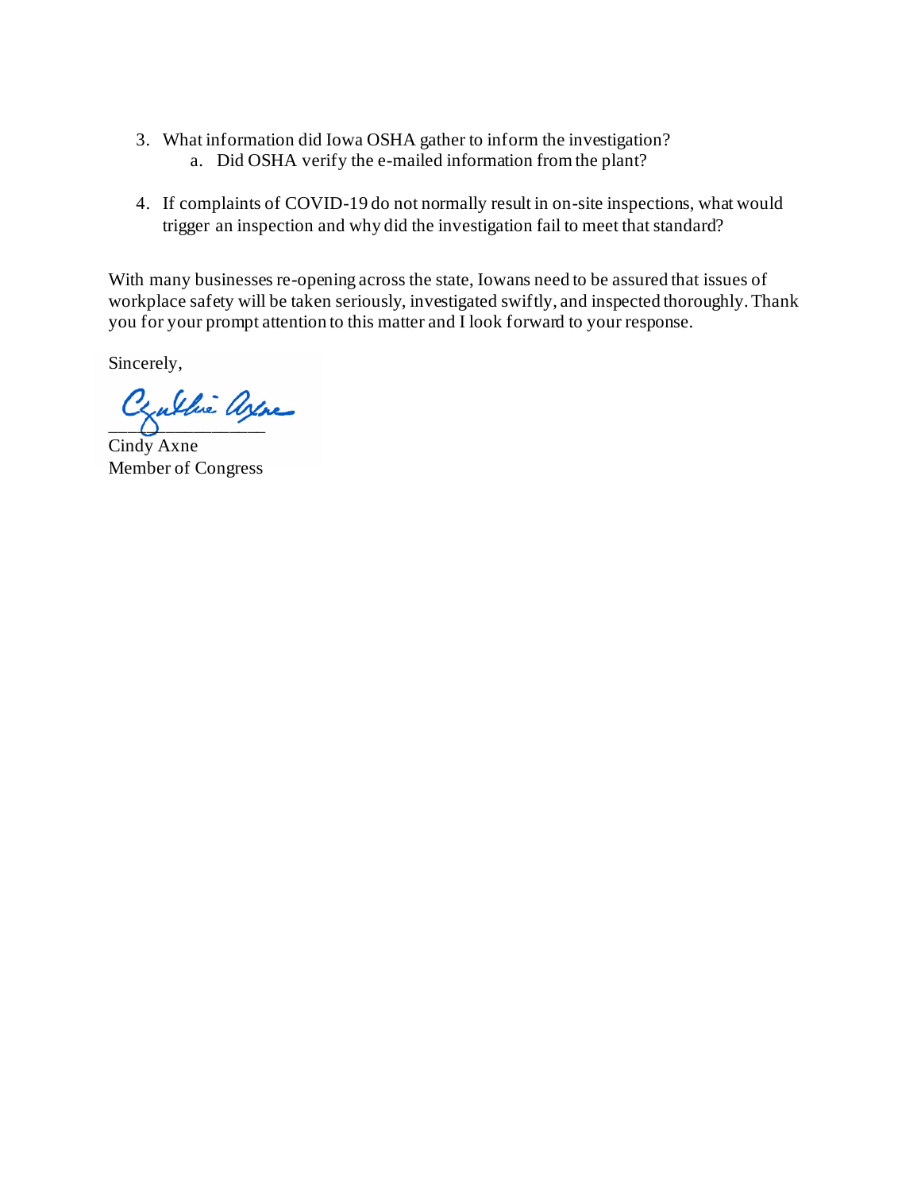3. What information did Iowa OSHA gather to inform the investigation?
    a. Did OSHA verify the e-mailed information from the plant?

4. If complaints of COVID-19 do not normally result in on-site inspections, what would trigger an inspection and why did the investigation fail to meet that standard?

With many businesses re-opening across the state, Iowans need to be assured that issues of workplace safety will be taken seriously, investigated swiftly, and inspected thoroughly. Thank you for your prompt attention to this matter and I look forward to your response.

Sincerely,

Cindy Axne
Member of Congress